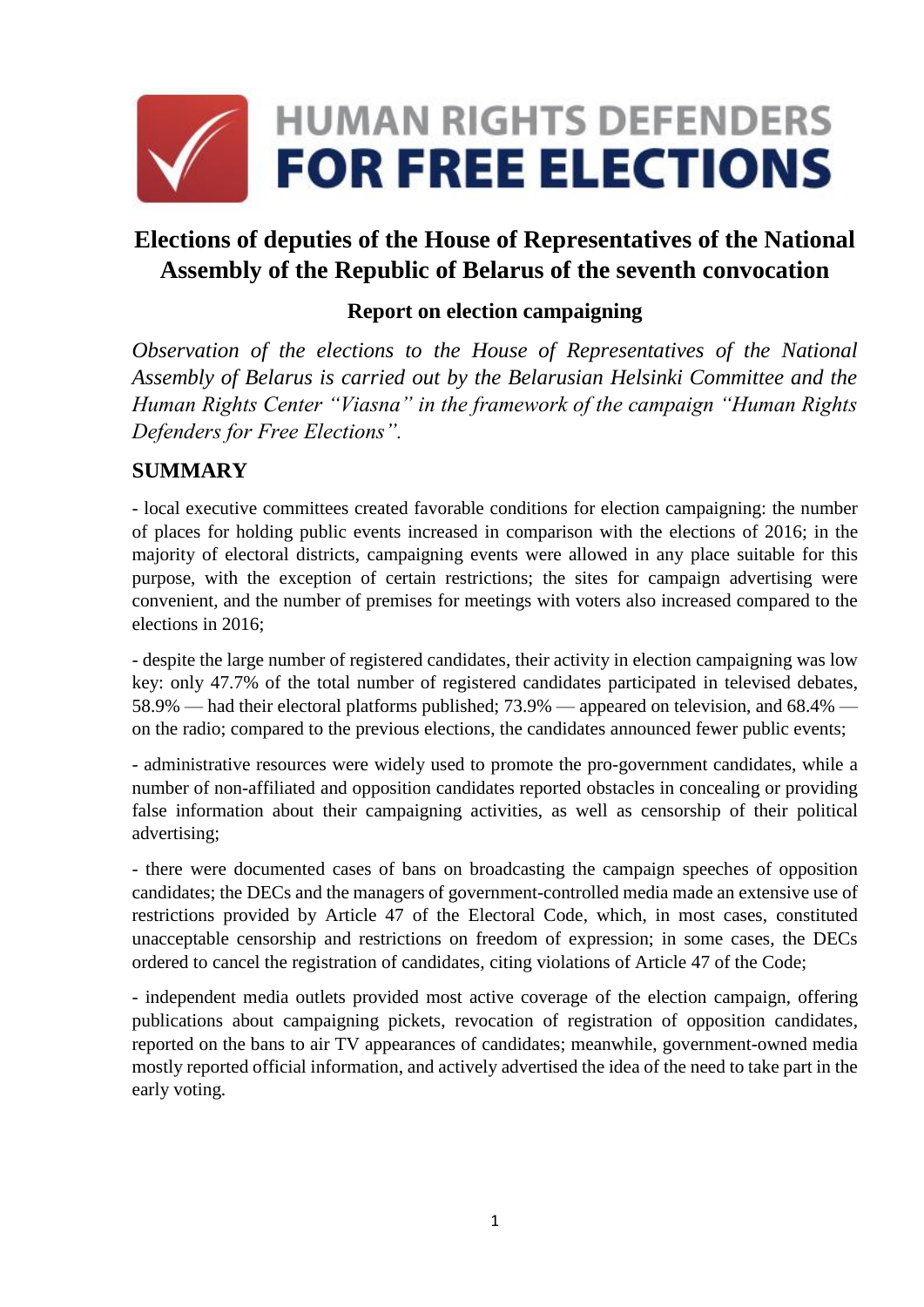# HUMAN RIGHTS DEFENDERS FOR FREE ELECTIONS

## Elections of deputies of the House of Representatives of the National Assembly of the Republic of Belarus of the seventh convocation

### Report on election campaigning

*Observation of the elections to the House of Representatives of the National Assembly of Belarus is carried out by the Belarusian Helsinki Committee and the Human Rights Center "Viasna" in the framework of the campaign "Human Rights Defenders for Free Elections".*

## SUMMARY

- local executive committees created favorable conditions for election campaigning: the number of places for holding public events increased in comparison with the elections of 2016; in the majority of electoral districts, campaigning events were allowed in any place suitable for this purpose, with the exception of certain restrictions; the sites for campaign advertising were convenient, and the number of premises for meetings with voters also increased compared to the elections in 2016;

- despite the large number of registered candidates, their activity in election campaigning was low key: only 47.7% of the total number of registered candidates participated in televised debates, 58.9% — had their electoral platforms published; 73.9% — appeared on television, and 68.4% — on the radio; compared to the previous elections, the candidates announced fewer public events;

- administrative resources were widely used to promote the pro-government candidates, while a number of non-affiliated and opposition candidates reported obstacles in concealing or providing false information about their campaigning activities, as well as censorship of their political advertising;

- there were documented cases of bans on broadcasting the campaign speeches of opposition candidates; the DECs and the managers of government-controlled media made an extensive use of restrictions provided by Article 47 of the Electoral Code, which, in most cases, constituted unacceptable censorship and restrictions on freedom of expression; in some cases, the DECs ordered to cancel the registration of candidates, citing violations of Article 47 of the Code;

- independent media outlets provided most active coverage of the election campaign, offering publications about campaigning pickets, revocation of registration of opposition candidates, reported on the bans to air TV appearances of candidates; meanwhile, government-owned media mostly reported official information, and actively advertised the idea of the need to take part in the early voting.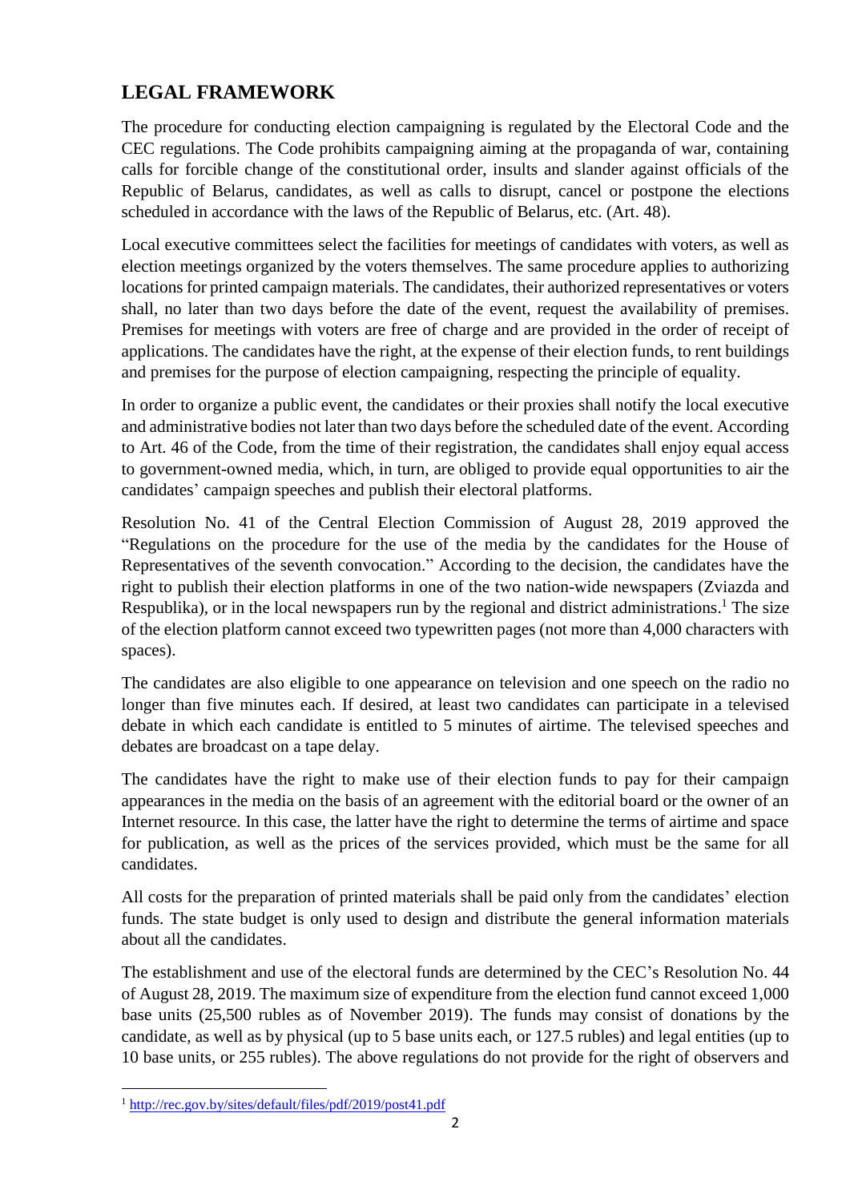## LEGAL FRAMEWORK

The procedure for conducting election campaigning is regulated by the Electoral Code and the CEC regulations. The Code prohibits campaigning aiming at the propaganda of war, containing calls for forcible change of the constitutional order, insults and slander against officials of the Republic of Belarus, candidates, as well as calls to disrupt, cancel or postpone the elections scheduled in accordance with the laws of the Republic of Belarus, etc. (Art. 48).

Local executive committees select the facilities for meetings of candidates with voters, as well as election meetings organized by the voters themselves. The same procedure applies to authorizing locations for printed campaign materials. The candidates, their authorized representatives or voters shall, no later than two days before the date of the event, request the availability of premises. Premises for meetings with voters are free of charge and are provided in the order of receipt of applications. The candidates have the right, at the expense of their election funds, to rent buildings and premises for the purpose of election campaigning, respecting the principle of equality.

In order to organize a public event, the candidates or their proxies shall notify the local executive and administrative bodies not later than two days before the scheduled date of the event. According to Art. 46 of the Code, from the time of their registration, the candidates shall enjoy equal access to government-owned media, which, in turn, are obliged to provide equal opportunities to air the candidates' campaign speeches and publish their electoral platforms.

Resolution No. 41 of the Central Election Commission of August 28, 2019 approved the "Regulations on the procedure for the use of the media by the candidates for the House of Representatives of the seventh convocation." According to the decision, the candidates have the right to publish their election platforms in one of the two nation-wide newspapers (Zviazda and Respublika), or in the local newspapers run by the regional and district administrations.[1] The size of the election platform cannot exceed two typewritten pages (not more than 4,000 characters with spaces).

The candidates are also eligible to one appearance on television and one speech on the radio no longer than five minutes each. If desired, at least two candidates can participate in a televised debate in which each candidate is entitled to 5 minutes of airtime. The televised speeches and debates are broadcast on a tape delay.

The candidates have the right to make use of their election funds to pay for their campaign appearances in the media on the basis of an agreement with the editorial board or the owner of an Internet resource. In this case, the latter have the right to determine the terms of airtime and space for publication, as well as the prices of the services provided, which must be the same for all candidates.

All costs for the preparation of printed materials shall be paid only from the candidates' election funds. The state budget is only used to design and distribute the general information materials about all the candidates.

The establishment and use of the electoral funds are determined by the CEC's Resolution No. 44 of August 28, 2019. The maximum size of expenditure from the election fund cannot exceed 1,000 base units (25,500 rubles as of November 2019). The funds may consist of donations by the candidate, as well as by physical (up to 5 base units each, or 127.5 rubles) and legal entities (up to 10 base units, or 255 rubles). The above regulations do not provide for the right of observers and

---

[1] http://rec.gov.by/sites/default/files/pdf/2019/post41.pdf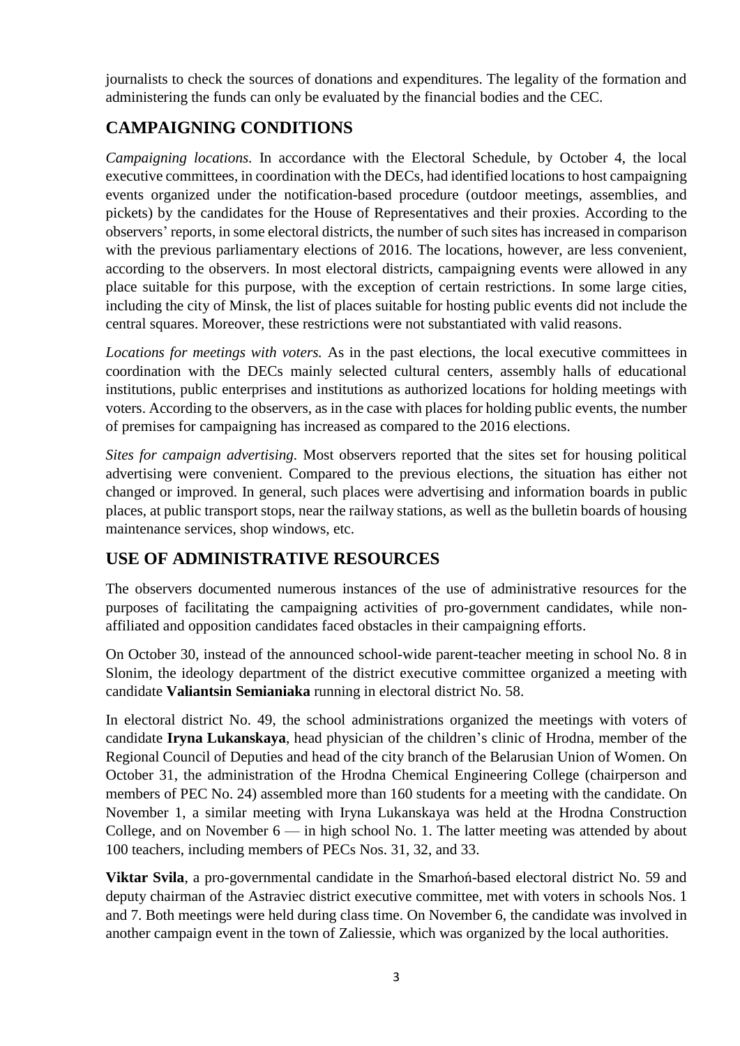journalists to check the sources of donations and expenditures. The legality of the formation and administering the funds can only be evaluated by the financial bodies and the CEC.

## CAMPAIGNING CONDITIONS

*Campaigning locations.* In accordance with the Electoral Schedule, by October 4, the local executive committees, in coordination with the DECs, had identified locations to host campaigning events organized under the notification-based procedure (outdoor meetings, assemblies, and pickets) by the candidates for the House of Representatives and their proxies. According to the observers' reports, in some electoral districts, the number of such sites has increased in comparison with the previous parliamentary elections of 2016. The locations, however, are less convenient, according to the observers. In most electoral districts, campaigning events were allowed in any place suitable for this purpose, with the exception of certain restrictions. In some large cities, including the city of Minsk, the list of places suitable for hosting public events did not include the central squares. Moreover, these restrictions were not substantiated with valid reasons.

*Locations for meetings with voters.* As in the past elections, the local executive committees in coordination with the DECs mainly selected cultural centers, assembly halls of educational institutions, public enterprises and institutions as authorized locations for holding meetings with voters. According to the observers, as in the case with places for holding public events, the number of premises for campaigning has increased as compared to the 2016 elections.

*Sites for campaign advertising.* Most observers reported that the sites set for housing political advertising were convenient. Compared to the previous elections, the situation has either not changed or improved. In general, such places were advertising and information boards in public places, at public transport stops, near the railway stations, as well as the bulletin boards of housing maintenance services, shop windows, etc.

## USE OF ADMINISTRATIVE RESOURCES

The observers documented numerous instances of the use of administrative resources for the purposes of facilitating the campaigning activities of pro-government candidates, while non-affiliated and opposition candidates faced obstacles in their campaigning efforts.

On October 30, instead of the announced school-wide parent-teacher meeting in school No. 8 in Slonim, the ideology department of the district executive committee organized a meeting with candidate **Valiantsin Semianiaka** running in electoral district No. 58.

In electoral district No. 49, the school administrations organized the meetings with voters of candidate **Iryna Lukanskaya**, head physician of the children's clinic of Hrodna, member of the Regional Council of Deputies and head of the city branch of the Belarusian Union of Women. On October 31, the administration of the Hrodna Chemical Engineering College (chairperson and members of PEC No. 24) assembled more than 160 students for a meeting with the candidate. On November 1, a similar meeting with Iryna Lukanskaya was held at the Hrodna Construction College, and on November 6 — in high school No. 1. The latter meeting was attended by about 100 teachers, including members of PECs Nos. 31, 32, and 33.

**Viktar Svila**, a pro-governmental candidate in the Smarhoń-based electoral district No. 59 and deputy chairman of the Astraviec district executive committee, met with voters in schools Nos. 1 and 7. Both meetings were held during class time. On November 6, the candidate was involved in another campaign event in the town of Zaliessie, which was organized by the local authorities.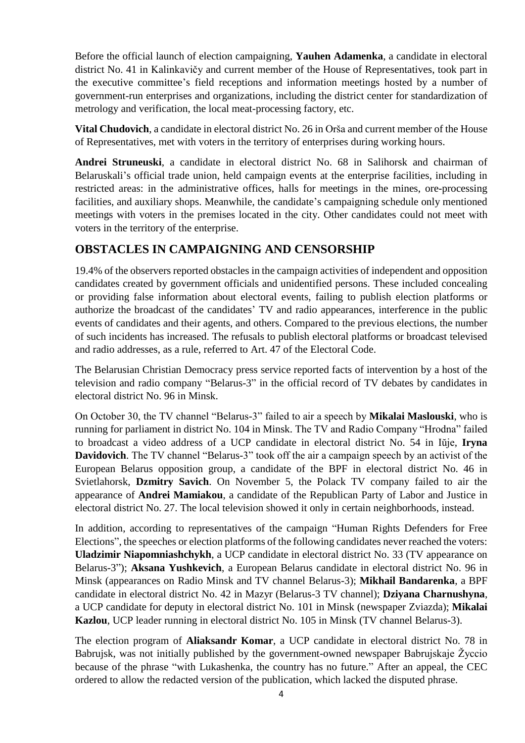Before the official launch of election campaigning, **Yauhen Adamenka**, a candidate in electoral district No. 41 in Kalinkavičy and current member of the House of Representatives, took part in the executive committee's field receptions and information meetings hosted by a number of government-run enterprises and organizations, including the district center for standardization of metrology and verification, the local meat-processing factory, etc.

**Vital Chudovich**, a candidate in electoral district No. 26 in Orša and current member of the House of Representatives, met with voters in the territory of enterprises during working hours.

**Andrei Struneuski**, a candidate in electoral district No. 68 in Salihorsk and chairman of Belaruskali's official trade union, held campaign events at the enterprise facilities, including in restricted areas: in the administrative offices, halls for meetings in the mines, ore-processing facilities, and auxiliary shops. Meanwhile, the candidate's campaigning schedule only mentioned meetings with voters in the premises located in the city. Other candidates could not meet with voters in the territory of the enterprise.

## OBSTACLES IN CAMPAIGNING AND CENSORSHIP

19.4% of the observers reported obstacles in the campaign activities of independent and opposition candidates created by government officials and unidentified persons. These included concealing or providing false information about electoral events, failing to publish election platforms or authorize the broadcast of the candidates' TV and radio appearances, interference in the public events of candidates and their agents, and others. Compared to the previous elections, the number of such incidents has increased. The refusals to publish electoral platforms or broadcast televised and radio addresses, as a rule, referred to Art. 47 of the Electoral Code.

The Belarusian Christian Democracy press service reported facts of intervention by a host of the television and radio company "Belarus-3" in the official record of TV debates by candidates in electoral district No. 96 in Minsk.

On October 30, the TV channel "Belarus-3" failed to air a speech by **Mikalai Maslouski**, who is running for parliament in district No. 104 in Minsk. The TV and Radio Company "Hrodna" failed to broadcast a video address of a UCP candidate in electoral district No. 54 in Iŭje, **Iryna Davidovich**. The TV channel "Belarus-3" took off the air a campaign speech by an activist of the European Belarus opposition group, a candidate of the BPF in electoral district No. 46 in Svietlahorsk, **Dzmitry Savich**. On November 5, the Polack TV company failed to air the appearance of **Andrei Mamiakou**, a candidate of the Republican Party of Labor and Justice in electoral district No. 27. The local television showed it only in certain neighborhoods, instead.

In addition, according to representatives of the campaign "Human Rights Defenders for Free Elections", the speeches or election platforms of the following candidates never reached the voters: **Uladzimir Niapomniashchykh**, a UCP candidate in electoral district No. 33 (TV appearance on Belarus-3"); **Aksana Yushkevich**, a European Belarus candidate in electoral district No. 96 in Minsk (appearances on Radio Minsk and TV channel Belarus-3); **Mikhail Bandarenka**, a BPF candidate in electoral district No. 42 in Mazyr (Belarus-3 TV channel); **Dziyana Charnushyna**, a UCP candidate for deputy in electoral district No. 101 in Minsk (newspaper Zviazda); **Mikalai Kazlou**, UCP leader running in electoral district No. 105 in Minsk (TV channel Belarus-3).

The election program of **Aliaksandr Komar**, a UCP candidate in electoral district No. 78 in Babrujsk, was not initially published by the government-owned newspaper Babrujskaje Žyccio because of the phrase "with Lukashenka, the country has no future." After an appeal, the CEC ordered to allow the redacted version of the publication, which lacked the disputed phrase.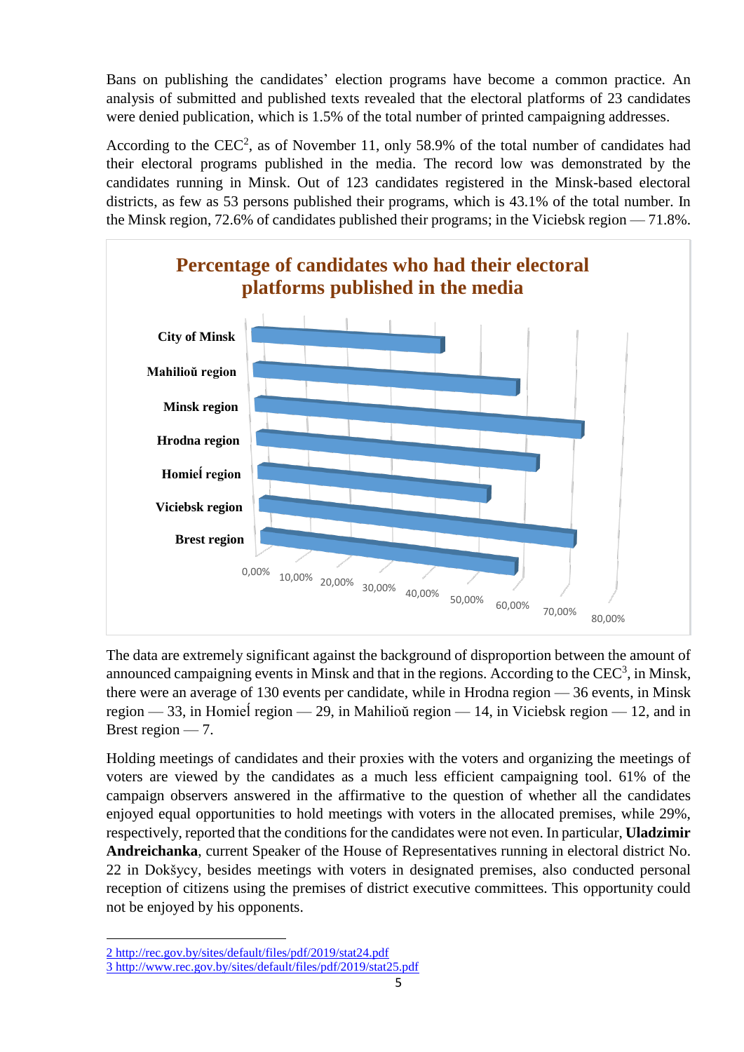Bans on publishing the candidates' election programs have become a common practice. An analysis of submitted and published texts revealed that the electoral platforms of 23 candidates were denied publication, which is 1.5% of the total number of printed campaigning addresses.

According to the CEC[2], as of November 11, only 58.9% of the total number of candidates had their electoral programs published in the media. The record low was demonstrated by the candidates running in Minsk. Out of 123 candidates registered in the Minsk-based electoral districts, as few as 53 persons published their programs, which is 43.1% of the total number. In the Minsk region, 72.6% of candidates published their programs; in the Viciebsk region — 71.8%.

**Percentage of candidates who had their electoral platforms published in the media**

City of Minsk
Mahilioŭ region
Minsk region
Hrodna region
Homieĺ region
Viciebsk region
Brest region

0,00% 10,00% 20,00% 30,00% 40,00% 50,00% 60,00% 70,00% 80,00%

The data are extremely significant against the background of disproportion between the amount of announced campaigning events in Minsk and that in the regions. According to the CEC[3], in Minsk, there were an average of 130 events per candidate, while in Hrodna region — 36 events, in Minsk region — 33, in Homieĺ region — 29, in Mahilioŭ region — 14, in Viciebsk region — 12, and in Brest region — 7.

Holding meetings of candidates and their proxies with the voters and organizing the meetings of voters are viewed by the candidates as a much less efficient campaigning tool. 61% of the campaign observers answered in the affirmative to the question of whether all the candidates enjoyed equal opportunities to hold meetings with voters in the allocated premises, while 29%, respectively, reported that the conditions for the candidates were not even. In particular, **Uladzimir Andreichanka**, current Speaker of the House of Representatives running in electoral district No. 22 in Dokšycy, besides meetings with voters in designated premises, also conducted personal reception of citizens using the premises of district executive committees. This opportunity could not be enjoyed by his opponents.

---

2 http://rec.gov.by/sites/default/files/pdf/2019/stat24.pdf
3 http://www.rec.gov.by/sites/default/files/pdf/2019/stat25.pdf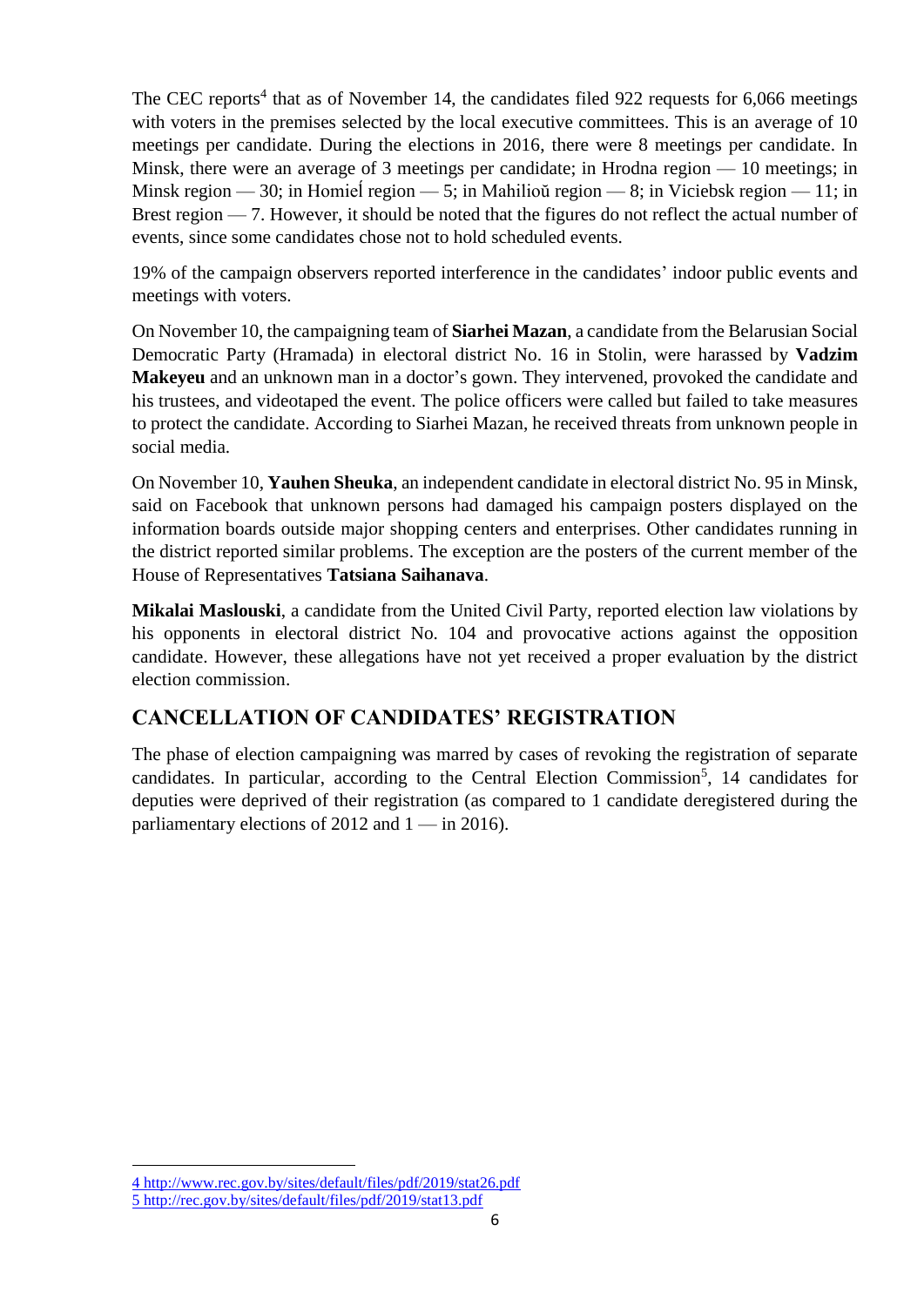The CEC reports[4] that as of November 14, the candidates filed 922 requests for 6,066 meetings with voters in the premises selected by the local executive committees. This is an average of 10 meetings per candidate. During the elections in 2016, there were 8 meetings per candidate. In Minsk, there were an average of 3 meetings per candidate; in Hrodna region — 10 meetings; in Minsk region — 30; in Homieĺ region — 5; in Mahilioŭ region — 8; in Viciebsk region — 11; in Brest region — 7. However, it should be noted that the figures do not reflect the actual number of events, since some candidates chose not to hold scheduled events.

19% of the campaign observers reported interference in the candidates' indoor public events and meetings with voters.

On November 10, the campaigning team of **Siarhei Mazan**, a candidate from the Belarusian Social Democratic Party (Hramada) in electoral district No. 16 in Stolin, were harassed by **Vadzim Makeyeu** and an unknown man in a doctor's gown. They intervened, provoked the candidate and his trustees, and videotaped the event. The police officers were called but failed to take measures to protect the candidate. According to Siarhei Mazan, he received threats from unknown people in social media.

On November 10, **Yauhen Sheuka**, an independent candidate in electoral district No. 95 in Minsk, said on Facebook that unknown persons had damaged his campaign posters displayed on the information boards outside major shopping centers and enterprises. Other candidates running in the district reported similar problems. The exception are the posters of the current member of the House of Representatives **Tatsiana Saihanava**.

**Mikalai Maslouski**, a candidate from the United Civil Party, reported election law violations by his opponents in electoral district No. 104 and provocative actions against the opposition candidate. However, these allegations have not yet received a proper evaluation by the district election commission.

## CANCELLATION OF CANDIDATES' REGISTRATION

The phase of election campaigning was marred by cases of revoking the registration of separate candidates. In particular, according to the Central Election Commission[5], 14 candidates for deputies were deprived of their registration (as compared to 1 candidate deregistered during the parliamentary elections of 2012 and 1 — in 2016).

---

4 http://www.rec.gov.by/sites/default/files/pdf/2019/stat26.pdf

5 http://rec.gov.by/sites/default/files/pdf/2019/stat13.pdf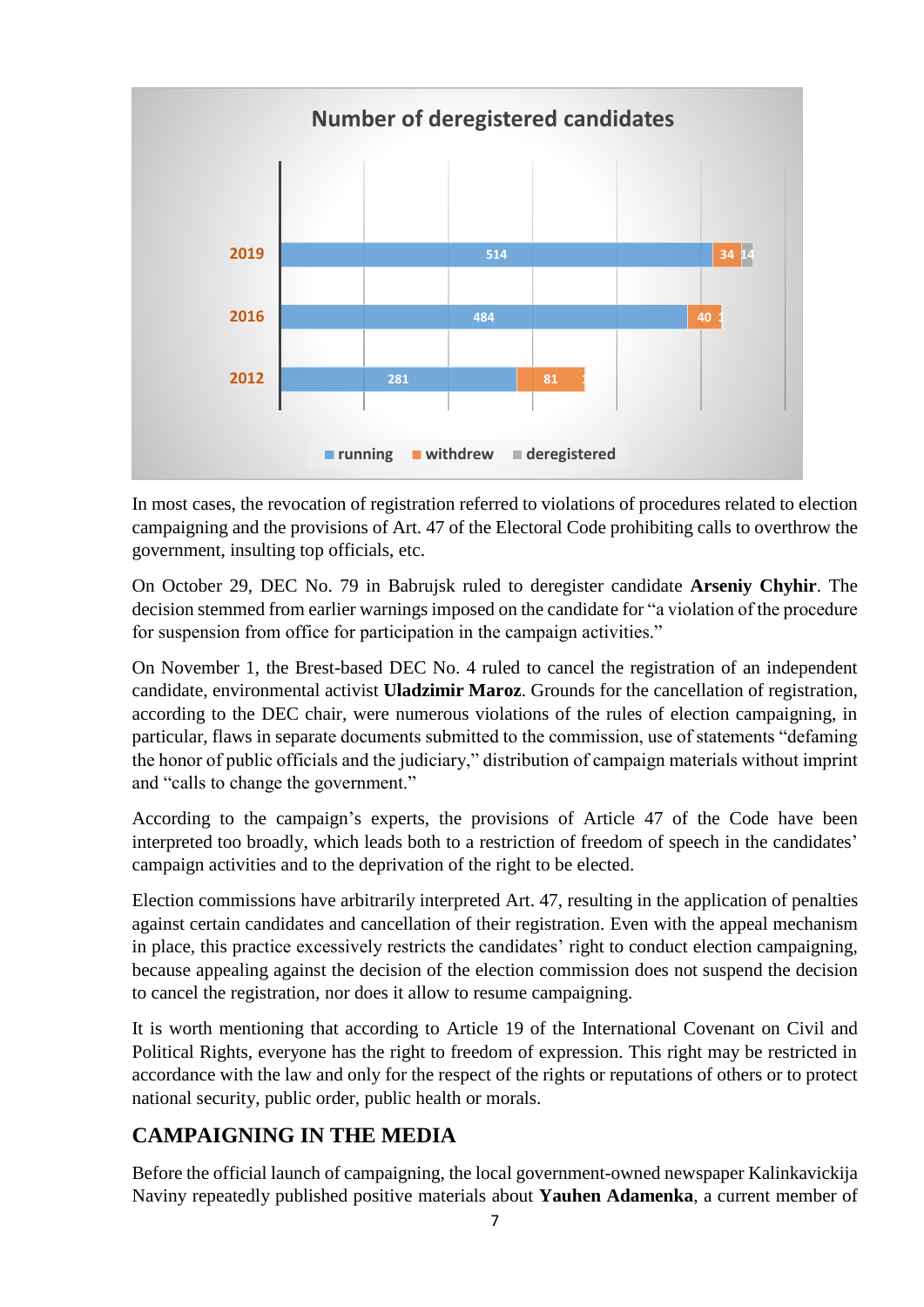**Number of deregistered candidates**

| Year | running | withdrew | deregistered |
|---|---|---|---|
| 2019 | 514 | 34 | 14 |
| 2016 | 484 | 40 | 1 |
| 2012 | 281 | 81 | 1 |

In most cases, the revocation of registration referred to violations of procedures related to election campaigning and the provisions of Art. 47 of the Electoral Code prohibiting calls to overthrow the government, insulting top officials, etc.

On October 29, DEC No. 79 in Babrujsk ruled to deregister candidate **Arseniy Chyhir**. The decision stemmed from earlier warnings imposed on the candidate for "a violation of the procedure for suspension from office for participation in the campaign activities."

On November 1, the Brest-based DEC No. 4 ruled to cancel the registration of an independent candidate, environmental activist **Uladzimir Maroz**. Grounds for the cancellation of registration, according to the DEC chair, were numerous violations of the rules of election campaigning, in particular, flaws in separate documents submitted to the commission, use of statements "defaming the honor of public officials and the judiciary," distribution of campaign materials without imprint and "calls to change the government."

According to the campaign's experts, the provisions of Article 47 of the Code have been interpreted too broadly, which leads both to a restriction of freedom of speech in the candidates' campaign activities and to the deprivation of the right to be elected.

Election commissions have arbitrarily interpreted Art. 47, resulting in the application of penalties against certain candidates and cancellation of their registration. Even with the appeal mechanism in place, this practice excessively restricts the candidates' right to conduct election campaigning, because appealing against the decision of the election commission does not suspend the decision to cancel the registration, nor does it allow to resume campaigning.

It is worth mentioning that according to Article 19 of the International Covenant on Civil and Political Rights, everyone has the right to freedom of expression. This right may be restricted in accordance with the law and only for the respect of the rights or reputations of others or to protect national security, public order, public health or morals.

## CAMPAIGNING IN THE MEDIA

Before the official launch of campaigning, the local government-owned newspaper Kalinkavickija Naviny repeatedly published positive materials about **Yauhen Adamenka**, a current member of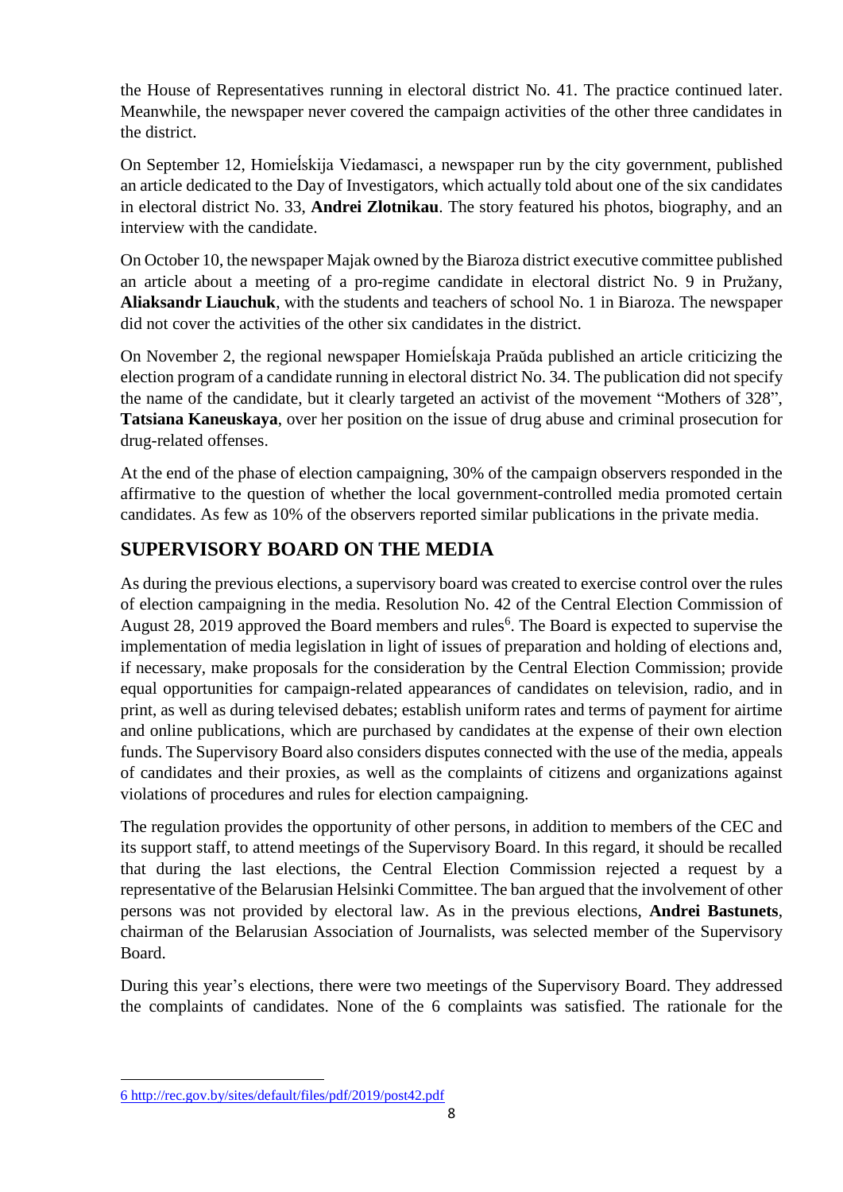the House of Representatives running in electoral district No. 41. The practice continued later. Meanwhile, the newspaper never covered the campaign activities of the other three candidates in the district.

On September 12, Homieĺskija Viedamasci, a newspaper run by the city government, published an article dedicated to the Day of Investigators, which actually told about one of the six candidates in electoral district No. 33, **Andrei Zlotnikau**. The story featured his photos, biography, and an interview with the candidate.

On October 10, the newspaper Majak owned by the Biaroza district executive committee published an article about a meeting of a pro-regime candidate in electoral district No. 9 in Pružany, **Aliaksandr Liauchuk**, with the students and teachers of school No. 1 in Biaroza. The newspaper did not cover the activities of the other six candidates in the district.

On November 2, the regional newspaper Homieĺskaja Praŭda published an article criticizing the election program of a candidate running in electoral district No. 34. The publication did not specify the name of the candidate, but it clearly targeted an activist of the movement "Mothers of 328", **Tatsiana Kaneuskaya**, over her position on the issue of drug abuse and criminal prosecution for drug-related offenses.

At the end of the phase of election campaigning, 30% of the campaign observers responded in the affirmative to the question of whether the local government-controlled media promoted certain candidates. As few as 10% of the observers reported similar publications in the private media.

## SUPERVISORY BOARD ON THE MEDIA

As during the previous elections, a supervisory board was created to exercise control over the rules of election campaigning in the media. Resolution No. 42 of the Central Election Commission of August 28, 2019 approved the Board members and rules[6]. The Board is expected to supervise the implementation of media legislation in light of issues of preparation and holding of elections and, if necessary, make proposals for the consideration by the Central Election Commission; provide equal opportunities for campaign-related appearances of candidates on television, radio, and in print, as well as during televised debates; establish uniform rates and terms of payment for airtime and online publications, which are purchased by candidates at the expense of their own election funds. The Supervisory Board also considers disputes connected with the use of the media, appeals of candidates and their proxies, as well as the complaints of citizens and organizations against violations of procedures and rules for election campaigning.

The regulation provides the opportunity of other persons, in addition to members of the CEC and its support staff, to attend meetings of the Supervisory Board. In this regard, it should be recalled that during the last elections, the Central Election Commission rejected a request by a representative of the Belarusian Helsinki Committee. The ban argued that the involvement of other persons was not provided by electoral law. As in the previous elections, **Andrei Bastunets**, chairman of the Belarusian Association of Journalists, was selected member of the Supervisory Board.

During this year's elections, there were two meetings of the Supervisory Board. They addressed the complaints of candidates. None of the 6 complaints was satisfied. The rationale for the

---

6 http://rec.gov.by/sites/default/files/pdf/2019/post42.pdf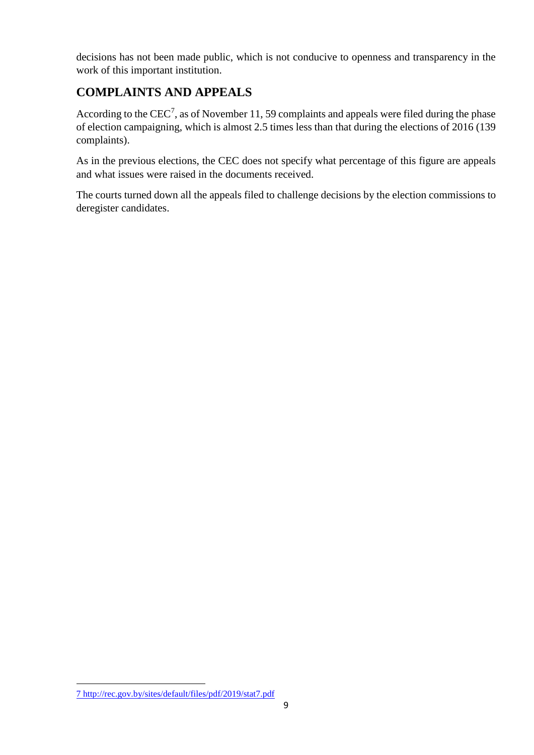decisions has not been made public, which is not conducive to openness and transparency in the work of this important institution.

## COMPLAINTS AND APPEALS

According to the CEC[7], as of November 11, 59 complaints and appeals were filed during the phase of election campaigning, which is almost 2.5 times less than that during the elections of 2016 (139 complaints).

As in the previous elections, the CEC does not specify what percentage of this figure are appeals and what issues were raised in the documents received.

The courts turned down all the appeals filed to challenge decisions by the election commissions to deregister candidates.

---

7 http://rec.gov.by/sites/default/files/pdf/2019/stat7.pdf